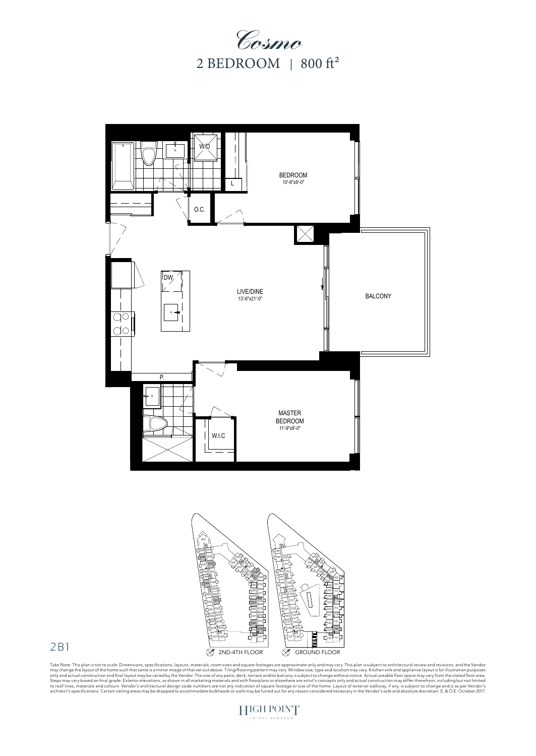# *Cosmo*

## 2 BEDROOM | 800 ft²

W/D

BEDROOM
10'-6"x9'-0"

L

O.C.

DW

LIVE/DINE
13'-6"x21'-0"

BALCONY

P.

MASTER BEDROOM
11'-9"x9'-0"

W.I.C

2ND-4TH FLOOR

GROUND FLOOR

2B1

Take Note: This plan is not to scale. Dimensions, specifications, layouts, materials, room sizes and square footages are approximate only and may vary. This plan is subject to architectural review and revisions, and the Vendor may change the layout of the home such that same is a mirror image of that set out above. Tiling/flooring pattern may vary. Window size, type and location may vary. Kitchen sink and appliance layout is for illustration purposes only and actual construction and final layout may be varied by the Vendor. The size of any patio, deck, terrace and/or balcony is subject to change without notice. Actual useable floor space may vary from the stated floor area. Steps may vary based on final grade. Exterior elevations, as shown in all marketing materials and with floorplans or elsewhere are artist's concepts only and actual construction may differ therefrom, including but not limited to roof lines, materials and colours. Vendor's architectural design code numbers are not any indication of square footage or size of the home. Layout of exterior walkway, if any, is subject to change and is as per Vendor's architect's specifications. Certain ceiling areas may be dropped to accommodate bulkheads or walls may be furred out for any reason considered necessary in the Vendor's sole and absolute discretion. E. & O.E. October 2017.

HIGH POINT
FRIDAY HARBOUR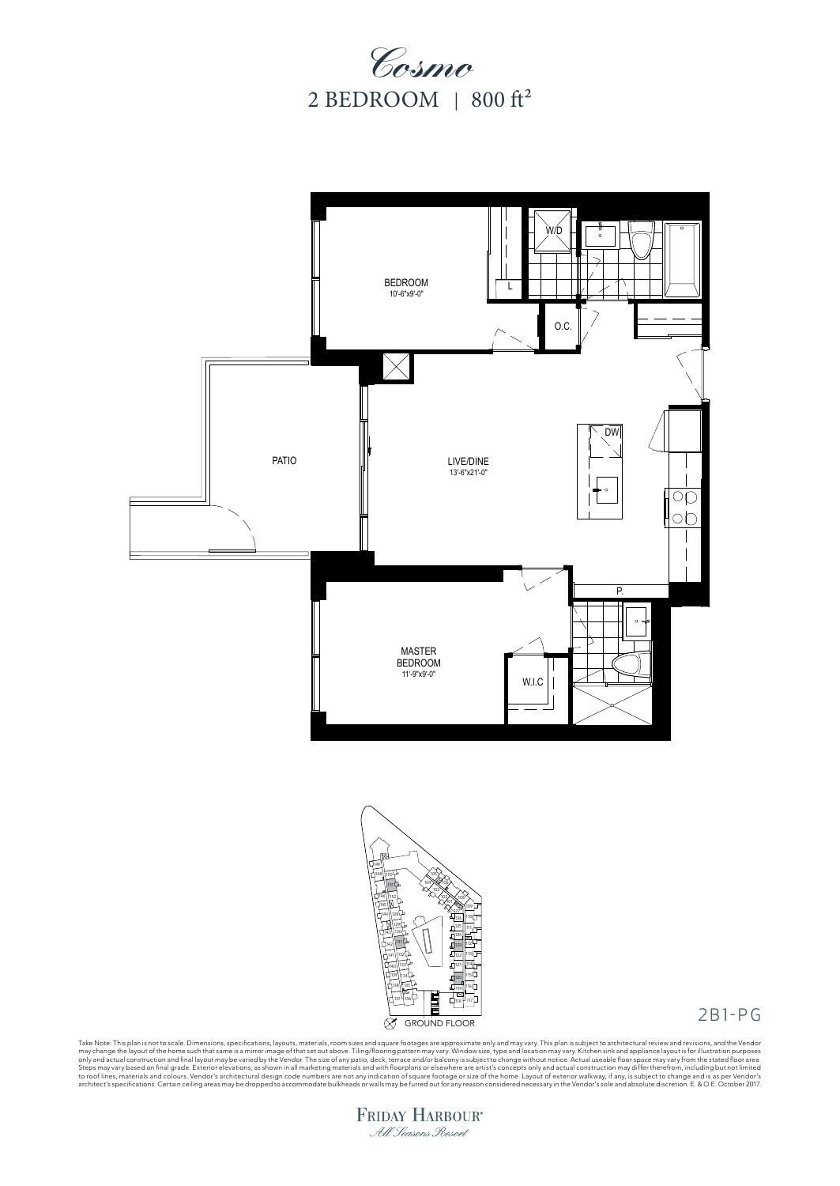# *Cosmo*

## 2 BEDROOM | 800 ft²

BEDROOM
10'-6"x9'-0"

W/D

L

O.C.

PATIO

LIVE/DINE
13'-6"x21'-0"

DW

P.

MASTER BEDROOM
11'-9"x9'-0"

W.I.C

GROUND FLOOR

2B1-PG

Take Note: This plan is not to scale. Dimensions, specifications, layouts, materials, room sizes and square footages are approximate only and may vary. This plan is subject to architectural review and revisions, and the Vendor may change the layout of the home such that same is a mirror image of that set out above. Tiling/flooring pattern may vary. Window size, type and location may vary. Kitchen sink and appliance layout is for illustration purposes only and actual construction and final layout may be varied by the Vendor. The size of any patio, deck, terrace and/or balcony is subject to change without notice. Actual useable floor space may vary from the stated floor area. Steps may vary based on final grade. Exterior elevations, as shown in all marketing materials and with floorplans or elsewhere are artist's concepts only and actual construction may differ therefrom, including but not limited to roof lines, materials and colours. Vendor's architectural design code numbers are not any indication of square footage or size of the home. Layout of exterior walkway, if any, is subject to change and is as per Vendor's architect's specifications. Certain ceiling areas may be dropped to accommodate bulkheads or walls may be furred out for any reason considered necessary in the Vendor's sole and absolute discretion. E. & O.E. October 2017.

FRIDAY HARBOUR®
*All Seasons Resort*